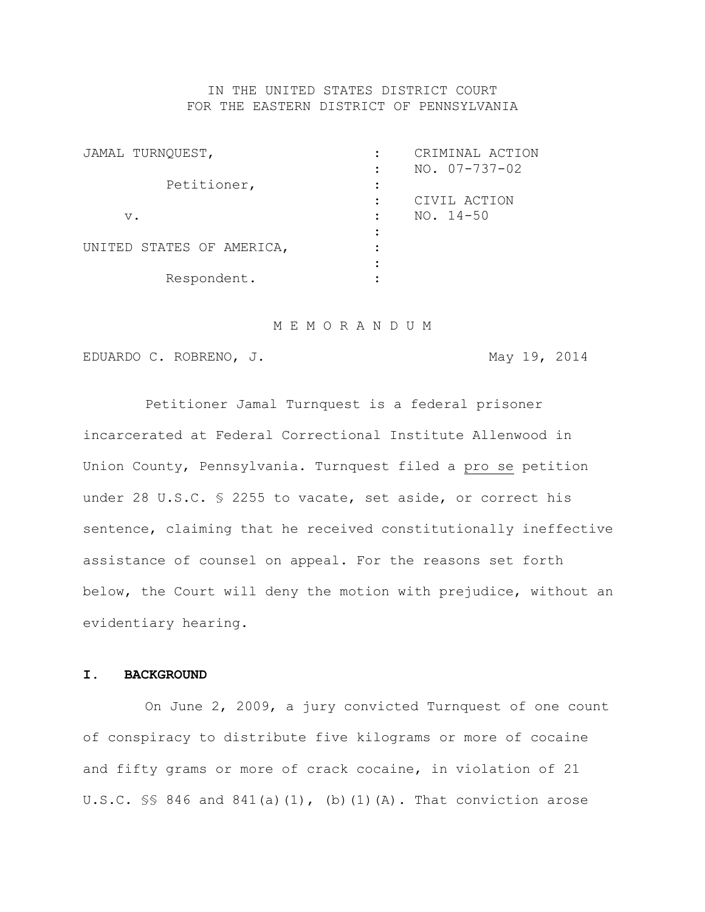IN THE UNITED STATES DISTRICT COURT
FOR THE EASTERN DISTRICT OF PENNSYLVANIA

| | | |
|---|---|---|
| JAMAL TURNQUEST, | : | CRIMINAL ACTION |
| | : | NO. 07-737-02 |
| Petitioner, | : | |
| | : | CIVIL ACTION |
| v. | : | NO. 14-50 |
| | : | |
| UNITED STATES OF AMERICA, | : | |
| | : | |
| Respondent. | : | |

M E M O R A N D U M

EDUARDO C. ROBRENO, J. May 19, 2014

Petitioner Jamal Turnquest is a federal prisoner incarcerated at Federal Correctional Institute Allenwood in Union County, Pennsylvania. Turnquest filed a pro se petition under 28 U.S.C. § 2255 to vacate, set aside, or correct his sentence, claiming that he received constitutionally ineffective assistance of counsel on appeal. For the reasons set forth below, the Court will deny the motion with prejudice, without an evidentiary hearing.

## I. BACKGROUND

On June 2, 2009, a jury convicted Turnquest of one count of conspiracy to distribute five kilograms or more of cocaine and fifty grams or more of crack cocaine, in violation of 21 U.S.C. §§ 846 and 841(a)(1), (b)(1)(A). That conviction arose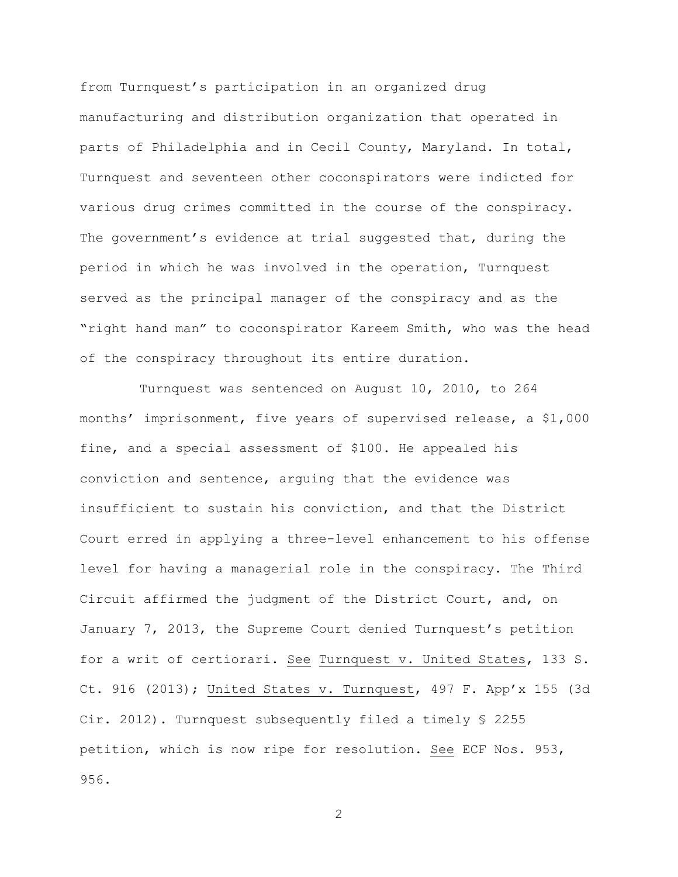from Turnquest's participation in an organized drug manufacturing and distribution organization that operated in parts of Philadelphia and in Cecil County, Maryland. In total, Turnquest and seventeen other coconspirators were indicted for various drug crimes committed in the course of the conspiracy. The government's evidence at trial suggested that, during the period in which he was involved in the operation, Turnquest served as the principal manager of the conspiracy and as the "right hand man" to coconspirator Kareem Smith, who was the head of the conspiracy throughout its entire duration.

Turnquest was sentenced on August 10, 2010, to 264 months' imprisonment, five years of supervised release, a $1,000 fine, and a special assessment of $100. He appealed his conviction and sentence, arguing that the evidence was insufficient to sustain his conviction, and that the District Court erred in applying a three-level enhancement to his offense level for having a managerial role in the conspiracy. The Third Circuit affirmed the judgment of the District Court, and, on January 7, 2013, the Supreme Court denied Turnquest's petition for a writ of certiorari. See Turnquest v. United States, 133 S. Ct. 916 (2013); United States v. Turnquest, 497 F. App'x 155 (3d Cir. 2012). Turnquest subsequently filed a timely § 2255 petition, which is now ripe for resolution. See ECF Nos. 953, 956.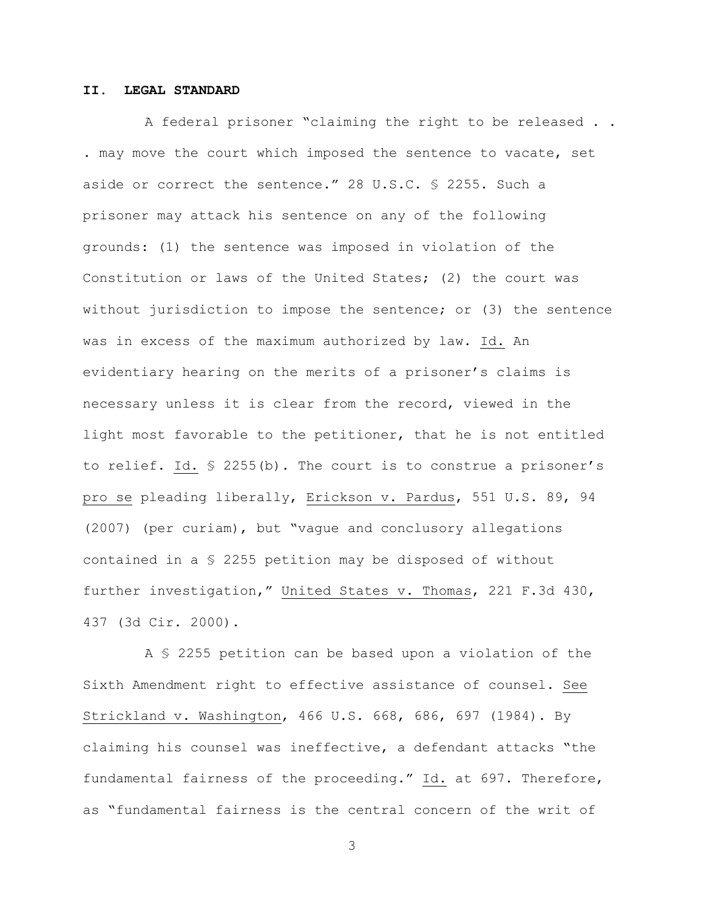## II. LEGAL STANDARD

A federal prisoner "claiming the right to be released . . . may move the court which imposed the sentence to vacate, set aside or correct the sentence." 28 U.S.C. § 2255. Such a prisoner may attack his sentence on any of the following grounds: (1) the sentence was imposed in violation of the Constitution or laws of the United States; (2) the court was without jurisdiction to impose the sentence; or (3) the sentence was in excess of the maximum authorized by law. Id. An evidentiary hearing on the merits of a prisoner's claims is necessary unless it is clear from the record, viewed in the light most favorable to the petitioner, that he is not entitled to relief. Id. § 2255(b). The court is to construe a prisoner's pro se pleading liberally, Erickson v. Pardus, 551 U.S. 89, 94 (2007) (per curiam), but "vague and conclusory allegations contained in a § 2255 petition may be disposed of without further investigation," United States v. Thomas, 221 F.3d 430, 437 (3d Cir. 2000).

A § 2255 petition can be based upon a violation of the Sixth Amendment right to effective assistance of counsel. See Strickland v. Washington, 466 U.S. 668, 686, 697 (1984). By claiming his counsel was ineffective, a defendant attacks "the fundamental fairness of the proceeding." Id. at 697. Therefore, as "fundamental fairness is the central concern of the writ of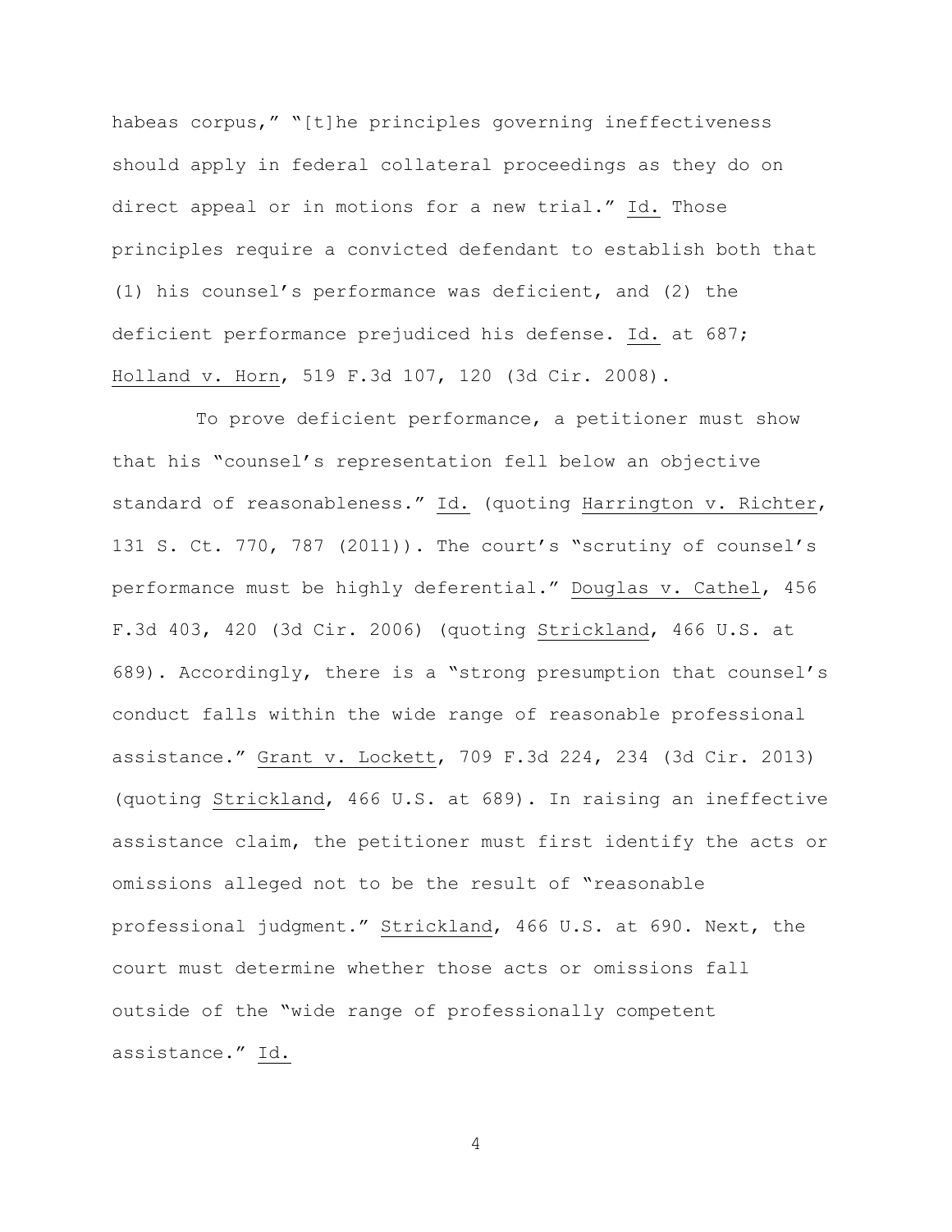habeas corpus," "[t]he principles governing ineffectiveness should apply in federal collateral proceedings as they do on direct appeal or in motions for a new trial." Id. Those principles require a convicted defendant to establish both that (1) his counsel's performance was deficient, and (2) the deficient performance prejudiced his defense. Id. at 687; Holland v. Horn, 519 F.3d 107, 120 (3d Cir. 2008).

To prove deficient performance, a petitioner must show that his "counsel's representation fell below an objective standard of reasonableness." Id. (quoting Harrington v. Richter, 131 S. Ct. 770, 787 (2011)). The court's "scrutiny of counsel's performance must be highly deferential." Douglas v. Cathel, 456 F.3d 403, 420 (3d Cir. 2006) (quoting Strickland, 466 U.S. at 689). Accordingly, there is a "strong presumption that counsel's conduct falls within the wide range of reasonable professional assistance." Grant v. Lockett, 709 F.3d 224, 234 (3d Cir. 2013) (quoting Strickland, 466 U.S. at 689). In raising an ineffective assistance claim, the petitioner must first identify the acts or omissions alleged not to be the result of "reasonable professional judgment." Strickland, 466 U.S. at 690. Next, the court must determine whether those acts or omissions fall outside of the "wide range of professionally competent assistance." Id.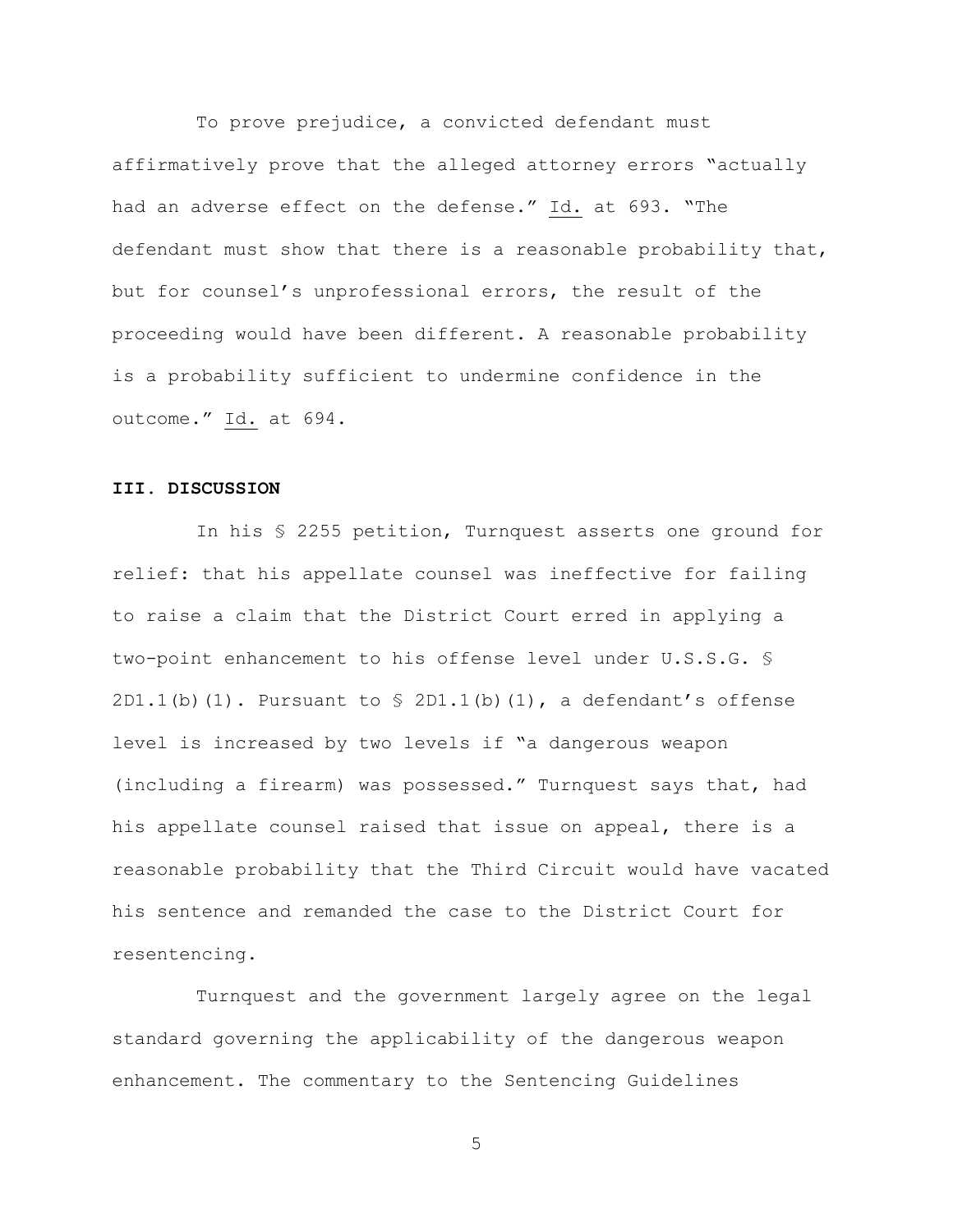To prove prejudice, a convicted defendant must affirmatively prove that the alleged attorney errors "actually had an adverse effect on the defense." Id. at 693. "The defendant must show that there is a reasonable probability that, but for counsel's unprofessional errors, the result of the proceeding would have been different. A reasonable probability is a probability sufficient to undermine confidence in the outcome." Id. at 694.

### III. DISCUSSION

In his § 2255 petition, Turnquest asserts one ground for relief: that his appellate counsel was ineffective for failing to raise a claim that the District Court erred in applying a two-point enhancement to his offense level under U.S.S.G. § 2D1.1(b)(1). Pursuant to § 2D1.1(b)(1), a defendant's offense level is increased by two levels if "a dangerous weapon (including a firearm) was possessed." Turnquest says that, had his appellate counsel raised that issue on appeal, there is a reasonable probability that the Third Circuit would have vacated his sentence and remanded the case to the District Court for resentencing.

Turnquest and the government largely agree on the legal standard governing the applicability of the dangerous weapon enhancement. The commentary to the Sentencing Guidelines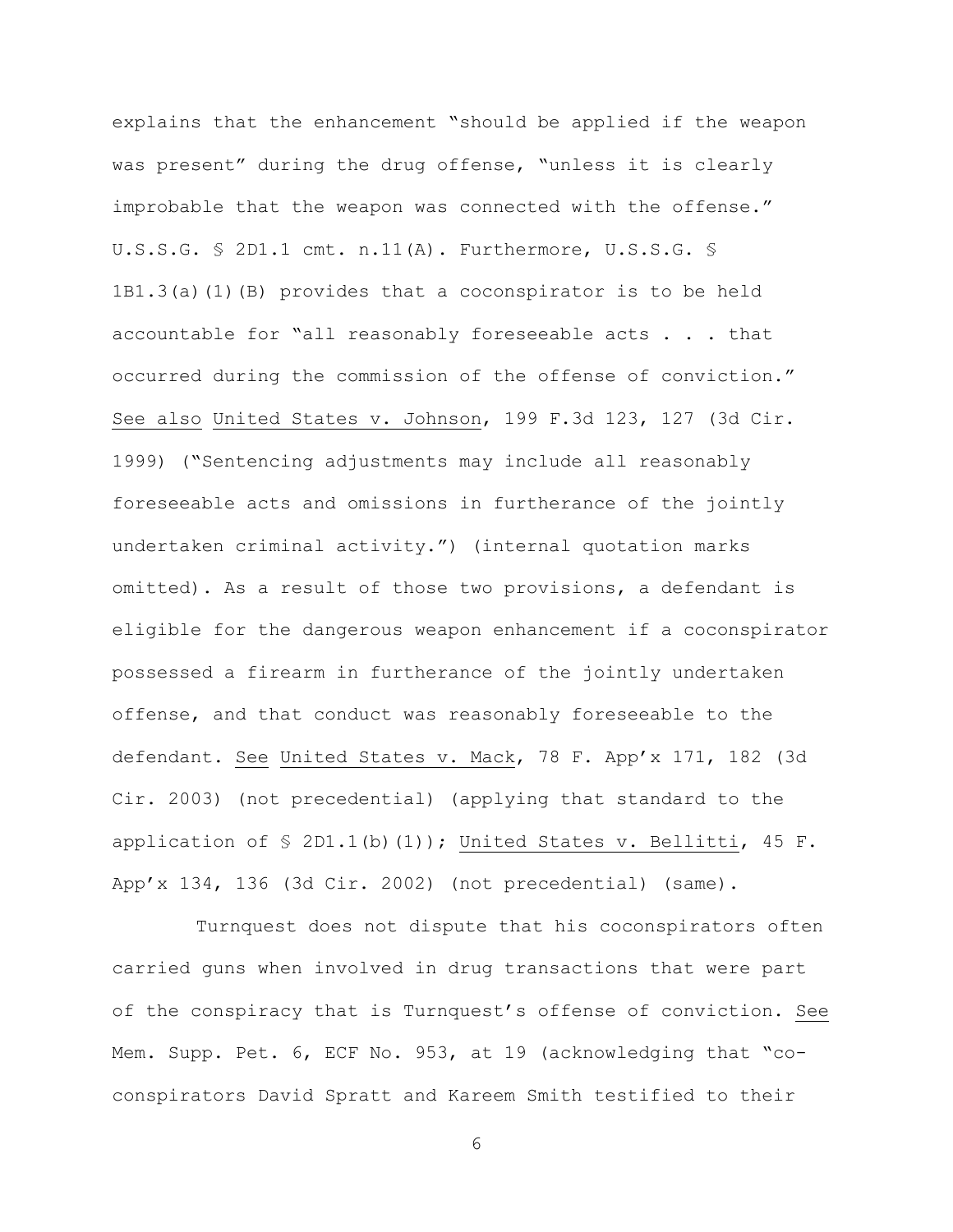explains that the enhancement "should be applied if the weapon was present" during the drug offense, "unless it is clearly improbable that the weapon was connected with the offense." U.S.S.G. § 2D1.1 cmt. n.11(A). Furthermore, U.S.S.G. § 1B1.3(a)(1)(B) provides that a coconspirator is to be held accountable for "all reasonably foreseeable acts . . . that occurred during the commission of the offense of conviction." See also United States v. Johnson, 199 F.3d 123, 127 (3d Cir. 1999) ("Sentencing adjustments may include all reasonably foreseeable acts and omissions in furtherance of the jointly undertaken criminal activity.") (internal quotation marks omitted). As a result of those two provisions, a defendant is eligible for the dangerous weapon enhancement if a coconspirator possessed a firearm in furtherance of the jointly undertaken offense, and that conduct was reasonably foreseeable to the defendant. See United States v. Mack, 78 F. App'x 171, 182 (3d Cir. 2003) (not precedential) (applying that standard to the application of § 2D1.1(b)(1)); United States v. Bellitti, 45 F. App'x 134, 136 (3d Cir. 2002) (not precedential) (same).

Turnquest does not dispute that his coconspirators often carried guns when involved in drug transactions that were part of the conspiracy that is Turnquest's offense of conviction. See Mem. Supp. Pet. 6, ECF No. 953, at 19 (acknowledging that "co-conspirators David Spratt and Kareem Smith testified to their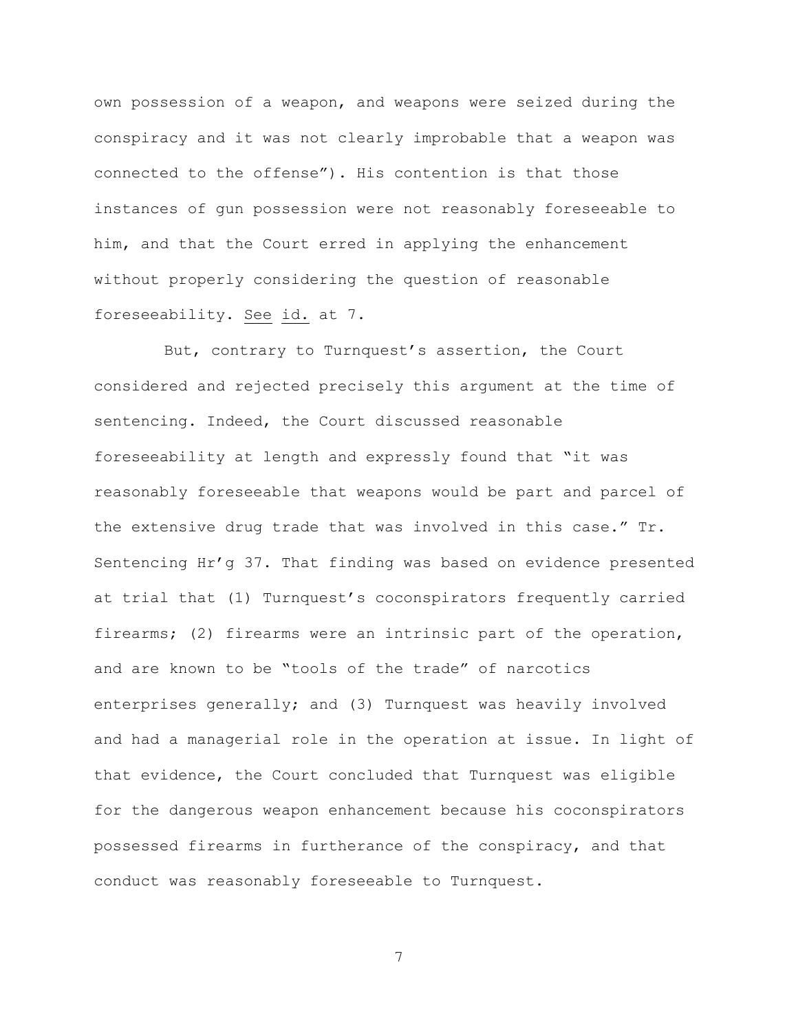own possession of a weapon, and weapons were seized during the conspiracy and it was not clearly improbable that a weapon was connected to the offense"). His contention is that those instances of gun possession were not reasonably foreseeable to him, and that the Court erred in applying the enhancement without properly considering the question of reasonable foreseeability. See id. at 7.

But, contrary to Turnquest's assertion, the Court considered and rejected precisely this argument at the time of sentencing. Indeed, the Court discussed reasonable foreseeability at length and expressly found that "it was reasonably foreseeable that weapons would be part and parcel of the extensive drug trade that was involved in this case." Tr. Sentencing Hr'g 37. That finding was based on evidence presented at trial that (1) Turnquest's coconspirators frequently carried firearms; (2) firearms were an intrinsic part of the operation, and are known to be "tools of the trade" of narcotics enterprises generally; and (3) Turnquest was heavily involved and had a managerial role in the operation at issue. In light of that evidence, the Court concluded that Turnquest was eligible for the dangerous weapon enhancement because his coconspirators possessed firearms in furtherance of the conspiracy, and that conduct was reasonably foreseeable to Turnquest.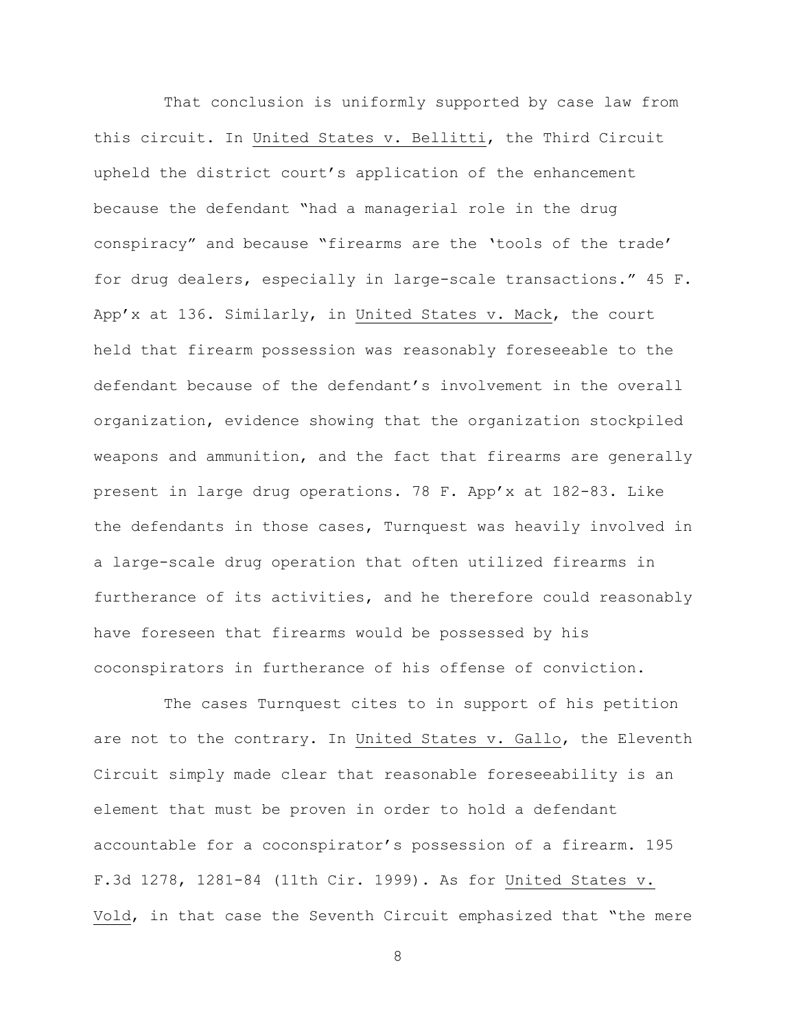That conclusion is uniformly supported by case law from this circuit. In United States v. Bellitti, the Third Circuit upheld the district court's application of the enhancement because the defendant "had a managerial role in the drug conspiracy" and because "firearms are the 'tools of the trade' for drug dealers, especially in large-scale transactions." 45 F. App'x at 136. Similarly, in United States v. Mack, the court held that firearm possession was reasonably foreseeable to the defendant because of the defendant's involvement in the overall organization, evidence showing that the organization stockpiled weapons and ammunition, and the fact that firearms are generally present in large drug operations. 78 F. App'x at 182-83. Like the defendants in those cases, Turnquest was heavily involved in a large-scale drug operation that often utilized firearms in furtherance of its activities, and he therefore could reasonably have foreseen that firearms would be possessed by his coconspirators in furtherance of his offense of conviction.

The cases Turnquest cites to in support of his petition are not to the contrary. In United States v. Gallo, the Eleventh Circuit simply made clear that reasonable foreseeability is an element that must be proven in order to hold a defendant accountable for a coconspirator's possession of a firearm. 195 F.3d 1278, 1281-84 (11th Cir. 1999). As for United States v. Vold, in that case the Seventh Circuit emphasized that "the mere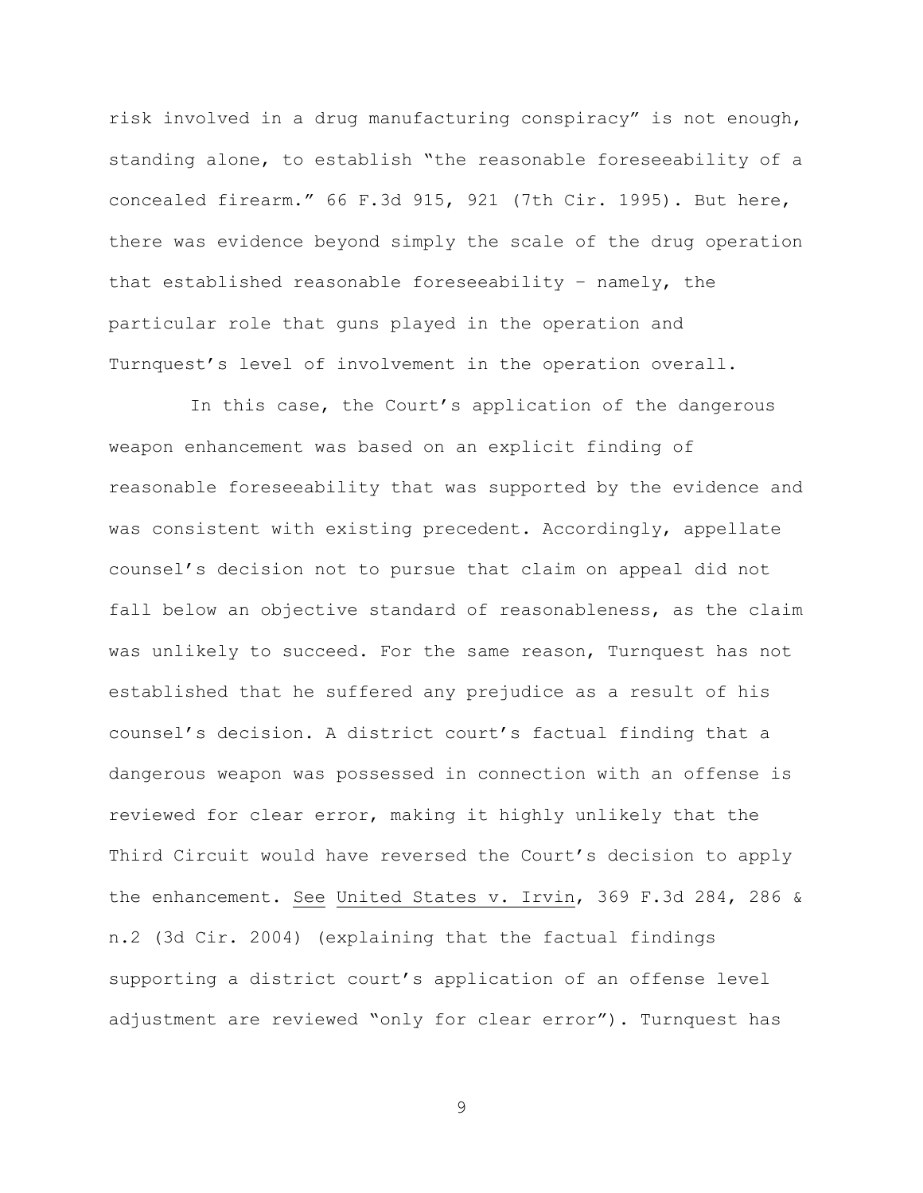risk involved in a drug manufacturing conspiracy" is not enough, standing alone, to establish "the reasonable foreseeability of a concealed firearm." 66 F.3d 915, 921 (7th Cir. 1995). But here, there was evidence beyond simply the scale of the drug operation that established reasonable foreseeability – namely, the particular role that guns played in the operation and Turnquest's level of involvement in the operation overall.

In this case, the Court's application of the dangerous weapon enhancement was based on an explicit finding of reasonable foreseeability that was supported by the evidence and was consistent with existing precedent. Accordingly, appellate counsel's decision not to pursue that claim on appeal did not fall below an objective standard of reasonableness, as the claim was unlikely to succeed. For the same reason, Turnquest has not established that he suffered any prejudice as a result of his counsel's decision. A district court's factual finding that a dangerous weapon was possessed in connection with an offense is reviewed for clear error, making it highly unlikely that the Third Circuit would have reversed the Court's decision to apply the enhancement. See United States v. Irvin, 369 F.3d 284, 286 & n.2 (3d Cir. 2004) (explaining that the factual findings supporting a district court's application of an offense level adjustment are reviewed "only for clear error"). Turnquest has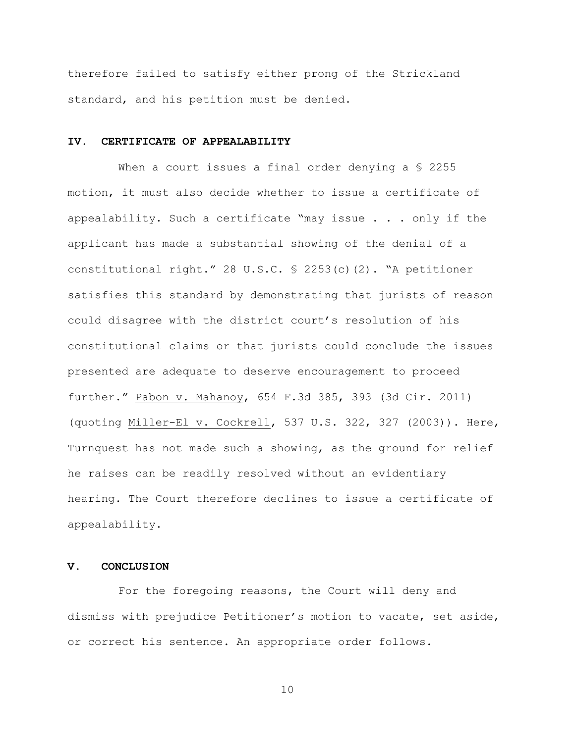therefore failed to satisfy either prong of the Strickland standard, and his petition must be denied.

## IV. CERTIFICATE OF APPEALABILITY

When a court issues a final order denying a § 2255 motion, it must also decide whether to issue a certificate of appealability. Such a certificate "may issue . . . only if the applicant has made a substantial showing of the denial of a constitutional right." 28 U.S.C. § 2253(c)(2). "A petitioner satisfies this standard by demonstrating that jurists of reason could disagree with the district court's resolution of his constitutional claims or that jurists could conclude the issues presented are adequate to deserve encouragement to proceed further." Pabon v. Mahanoy, 654 F.3d 385, 393 (3d Cir. 2011) (quoting Miller-El v. Cockrell, 537 U.S. 322, 327 (2003)). Here, Turnquest has not made such a showing, as the ground for relief he raises can be readily resolved without an evidentiary hearing. The Court therefore declines to issue a certificate of appealability.

## V. CONCLUSION

For the foregoing reasons, the Court will deny and dismiss with prejudice Petitioner's motion to vacate, set aside, or correct his sentence. An appropriate order follows.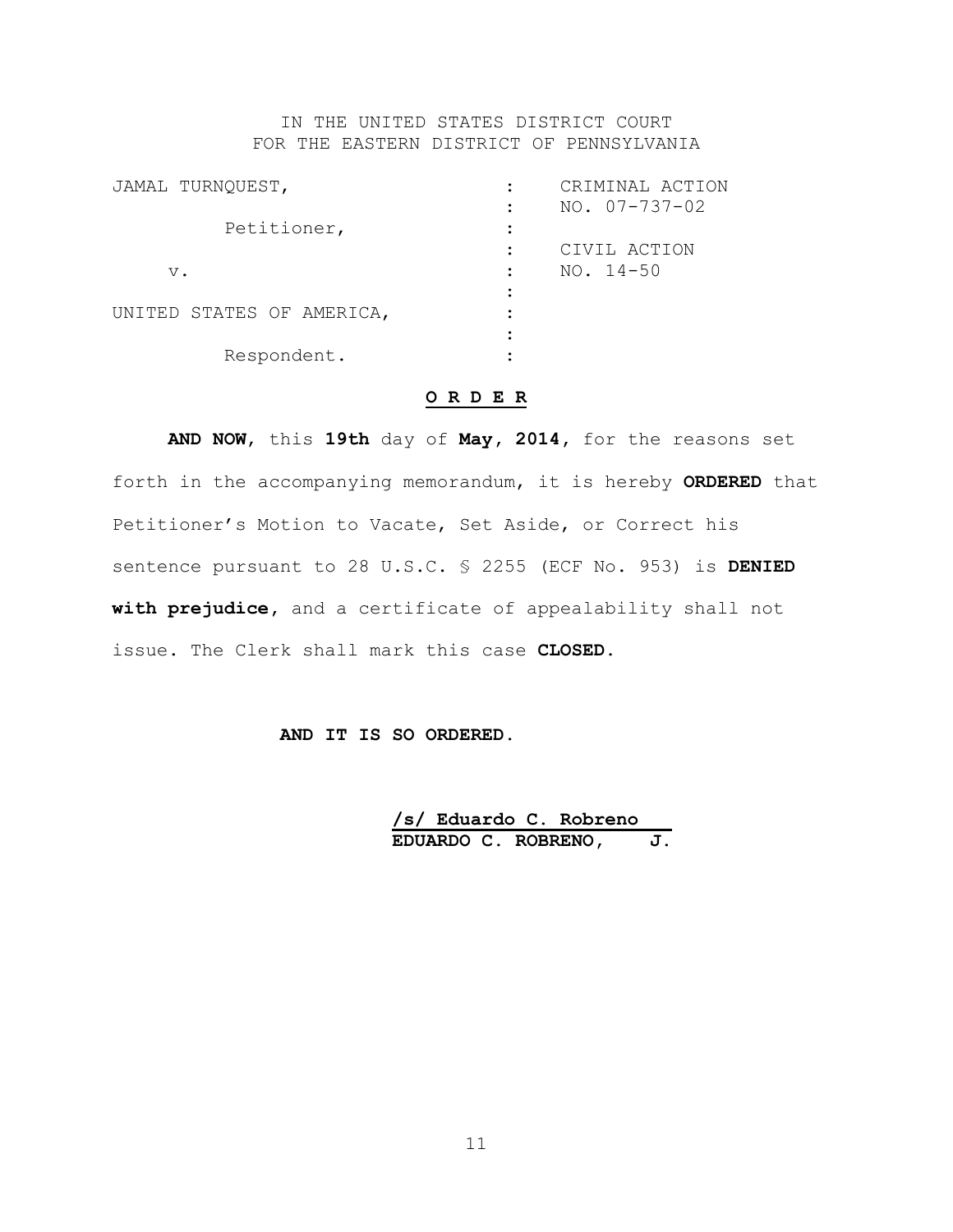IN THE UNITED STATES DISTRICT COURT
FOR THE EASTERN DISTRICT OF PENNSYLVANIA

| | | |
|---|---|---|
| JAMAL TURNQUEST, | : | CRIMINAL ACTION |
| | : | NO. 07-737-02 |
| Petitioner, | : | |
| | : | CIVIL ACTION |
| v. | : | NO. 14-50 |
| | : | |
| UNITED STATES OF AMERICA, | : | |
| | : | |
| Respondent. | : | |

**O R D E R**

**AND NOW**, this **19th** day of **May, 2014**, for the reasons set forth in the accompanying memorandum, it is hereby **ORDERED** that Petitioner's Motion to Vacate, Set Aside, or Correct his sentence pursuant to 28 U.S.C. § 2255 (ECF No. 953) is **DENIED with prejudice**, and a certificate of appealability shall not issue. The Clerk shall mark this case **CLOSED**.

**AND IT IS SO ORDERED.**

**/s/ Eduardo C. Robreno**
**EDUARDO C. ROBRENO, J.**